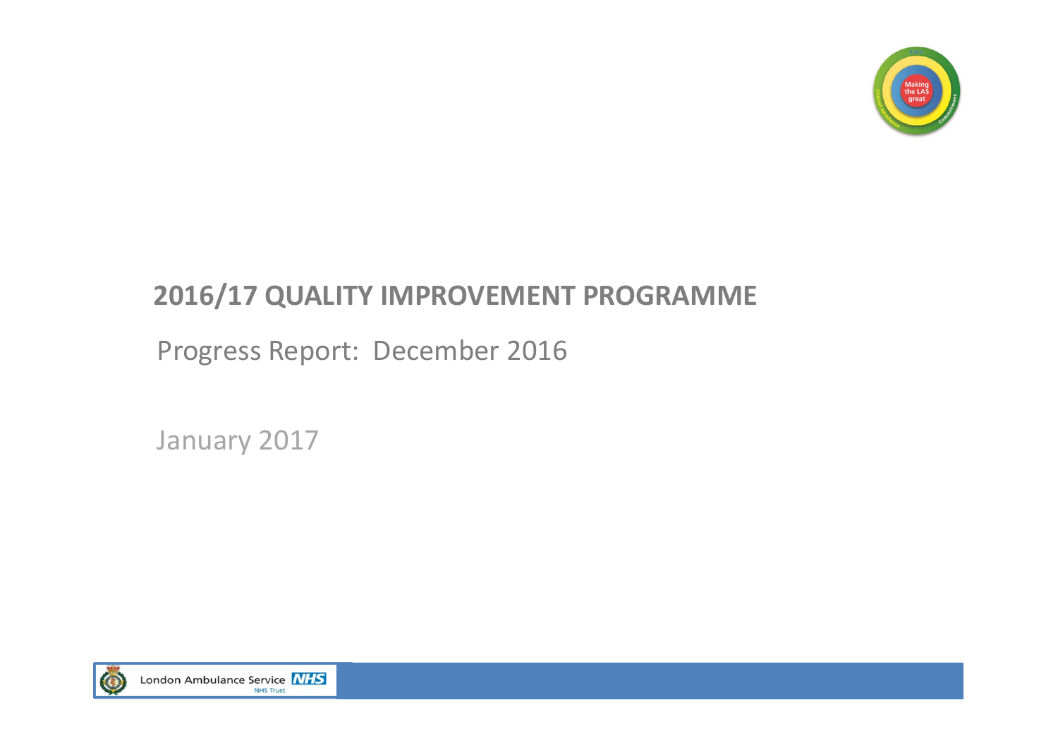# 2016/17 QUALITY IMPROVEMENT PROGRAMME

Progress Report: December 2016

January 2017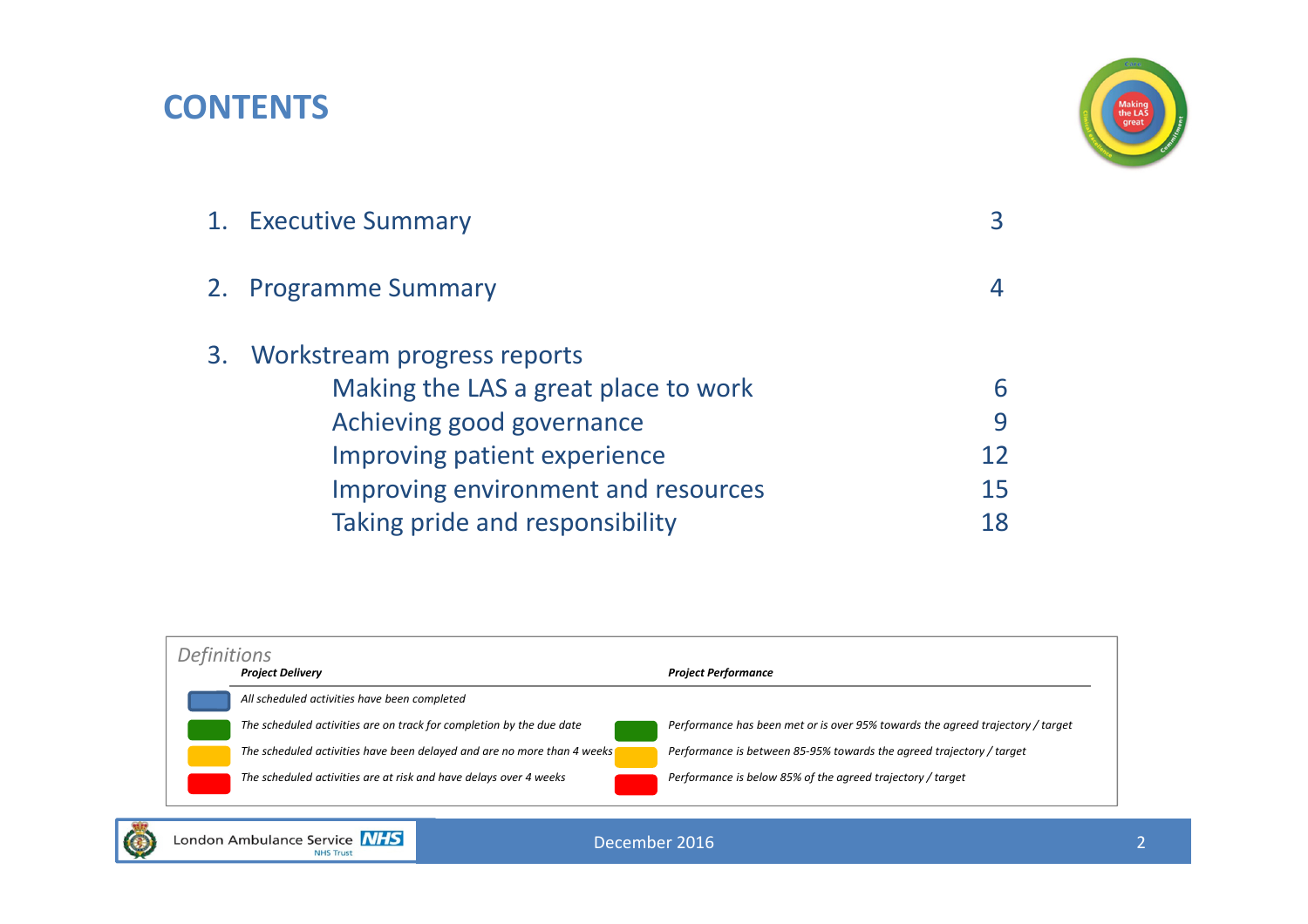# CONTENTS

| | | |
|---|---|---|
| 1. | Executive Summary | 3 |
| 2. | Programme Summary | 4 |
| 3. | Workstream progress reports | |
| | Making the LAS a great place to work | 6 |
| | Achieving good governance | 9 |
| | Improving patient experience | 12 |
| | Improving environment and resources | 15 |
| | Taking pride and responsibility | 18 |

*Definitions*

| Colour | ***Project Delivery*** | Colour | ***Project Performance*** |
|---|---|---|---|
| Blue | *All scheduled activities have been completed* | | |
| Green | *The scheduled activities are on track for completion by the due date* | Green | *Performance has been met or is over 95% towards the agreed trajectory / target* |
| Amber | *The scheduled activities have been delayed and are no more than 4 weeks* | Amber | *Performance is between 85-95% towards the agreed trajectory / target* |
| Red | *The scheduled activities are at risk and have delays over 4 weeks* | Red | *Performance is below 85% of the agreed trajectory / target* |

December 2016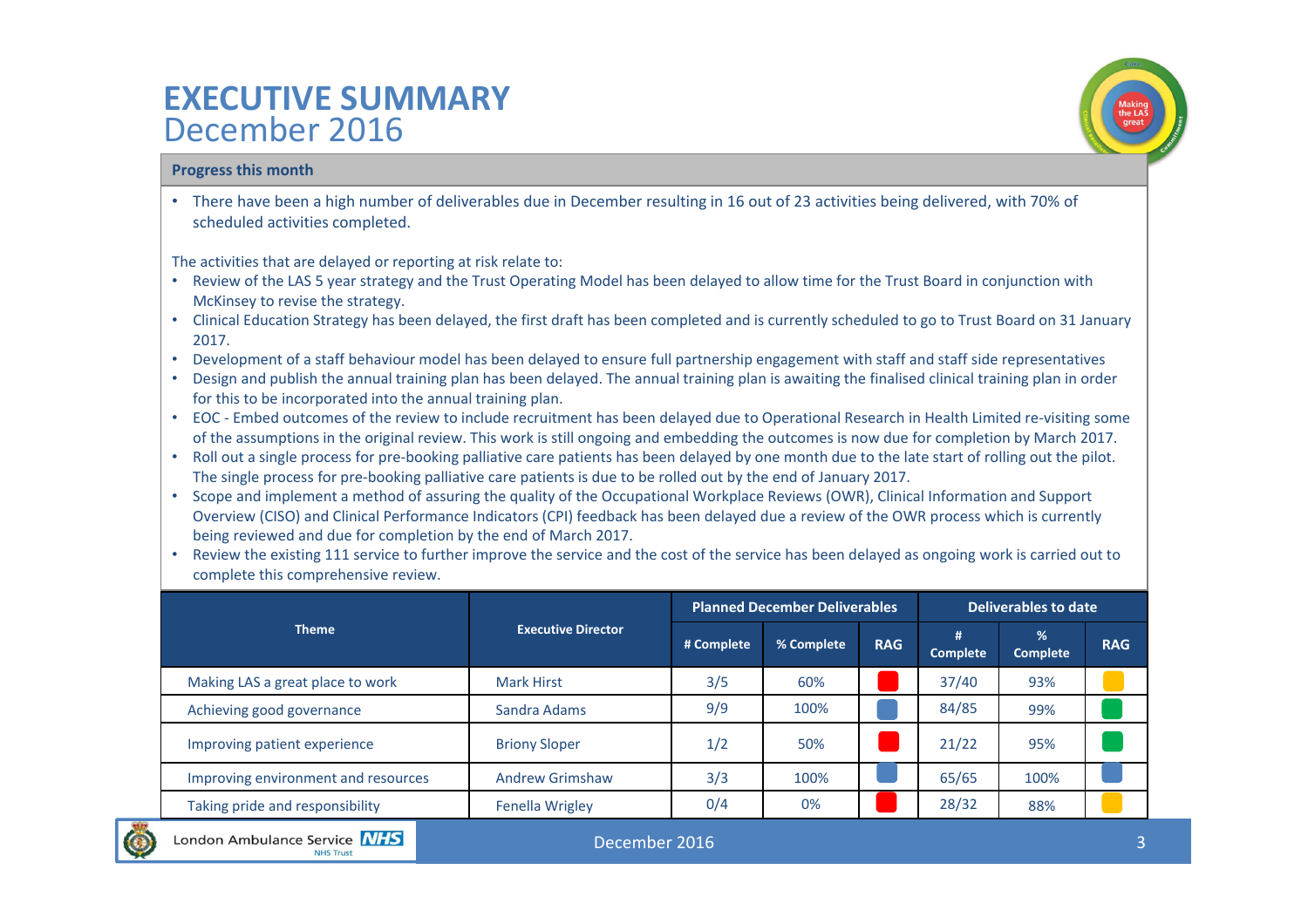# EXECUTIVE SUMMARY
## December 2016

### Progress this month

- There have been a high number of deliverables due in December resulting in 16 out of 23 activities being delivered, with 70% of scheduled activities completed.

The activities that are delayed or reporting at risk relate to:

- Review of the LAS 5 year strategy and the Trust Operating Model has been delayed to allow time for the Trust Board in conjunction with McKinsey to revise the strategy.
- Clinical Education Strategy has been delayed, the first draft has been completed and is currently scheduled to go to Trust Board on 31 January 2017.
- Development of a staff behaviour model has been delayed to ensure full partnership engagement with staff and staff side representatives
- Design and publish the annual training plan has been delayed. The annual training plan is awaiting the finalised clinical training plan in order for this to be incorporated into the annual training plan.
- EOC - Embed outcomes of the review to include recruitment has been delayed due to Operational Research in Health Limited re-visiting some of the assumptions in the original review. This work is still ongoing and embedding the outcomes is now due for completion by March 2017.
- Roll out a single process for pre-booking palliative care patients has been delayed by one month due to the late start of rolling out the pilot. The single process for pre-booking palliative care patients is due to be rolled out by the end of January 2017.
- Scope and implement a method of assuring the quality of the Occupational Workplace Reviews (OWR), Clinical Information and Support Overview (CISO) and Clinical Performance Indicators (CPI) feedback has been delayed due a review of the OWR process which is currently being reviewed and due for completion by the end of March 2017.
- Review the existing 111 service to further improve the service and the cost of the service has been delayed as ongoing work is carried out to complete this comprehensive review.

| Theme | Executive Director | Planned December Deliverables | | | Deliverables to date | | |
|---|---|---|---|---|---|---|---|
| | | # Complete | % Complete | RAG | # Complete | % Complete | RAG |
| Making LAS a great place to work | Mark Hirst | 3/5 | 60% | Red | 37/40 | 93% | Amber |
| Achieving good governance | Sandra Adams | 9/9 | 100% | Blue | 84/85 | 99% | Green |
| Improving patient experience | Briony Sloper | 1/2 | 50% | Red | 21/22 | 95% | Green |
| Improving environment and resources | Andrew Grimshaw | 3/3 | 100% | Blue | 65/65 | 100% | Blue |
| Taking pride and responsibility | Fenella Wrigley | 0/4 | 0% | Red | 28/32 | 88% | Amber |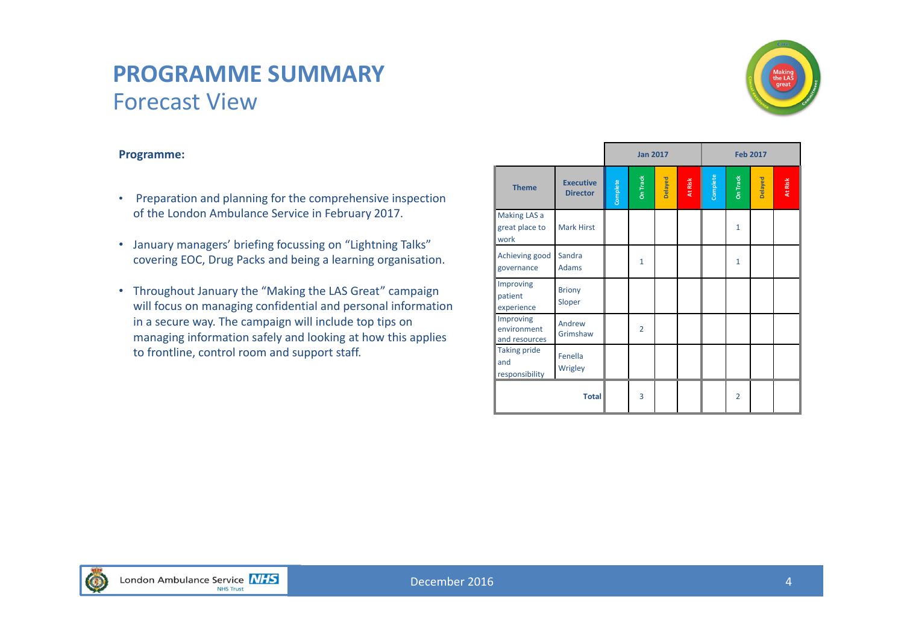# PROGRAMME SUMMARY
## Forecast View

**Programme:**

- Preparation and planning for the comprehensive inspection of the London Ambulance Service in February 2017.
- January managers' briefing focussing on "Lightning Talks" covering EOC, Drug Packs and being a learning organisation.
- Throughout January the "Making the LAS Great" campaign will focus on managing confidential and personal information in a secure way. The campaign will include top tips on managing information safely and looking at how this applies to frontline, control room and support staff.

| | | Jan 2017 | | | | Feb 2017 | | | |
|---|---|---|---|---|---|---|---|---|---|
| **Theme** | **Executive Director** | Complete | On Track | Delayed | At Risk | Complete | On Track | Delayed | At Risk |
| Making LAS a great place to work | Mark Hirst | | | | | | 1 | | |
| Achieving good governance | Sandra Adams | | 1 | | | | 1 | | |
| Improving patient experience | Briony Sloper | | | | | | | | |
| Improving environment and resources | Andrew Grimshaw | | 2 | | | | | | |
| Taking pride and responsibility | Fenella Wrigley | | | | | | | | |
| | **Total** | | 3 | | | | 2 | | |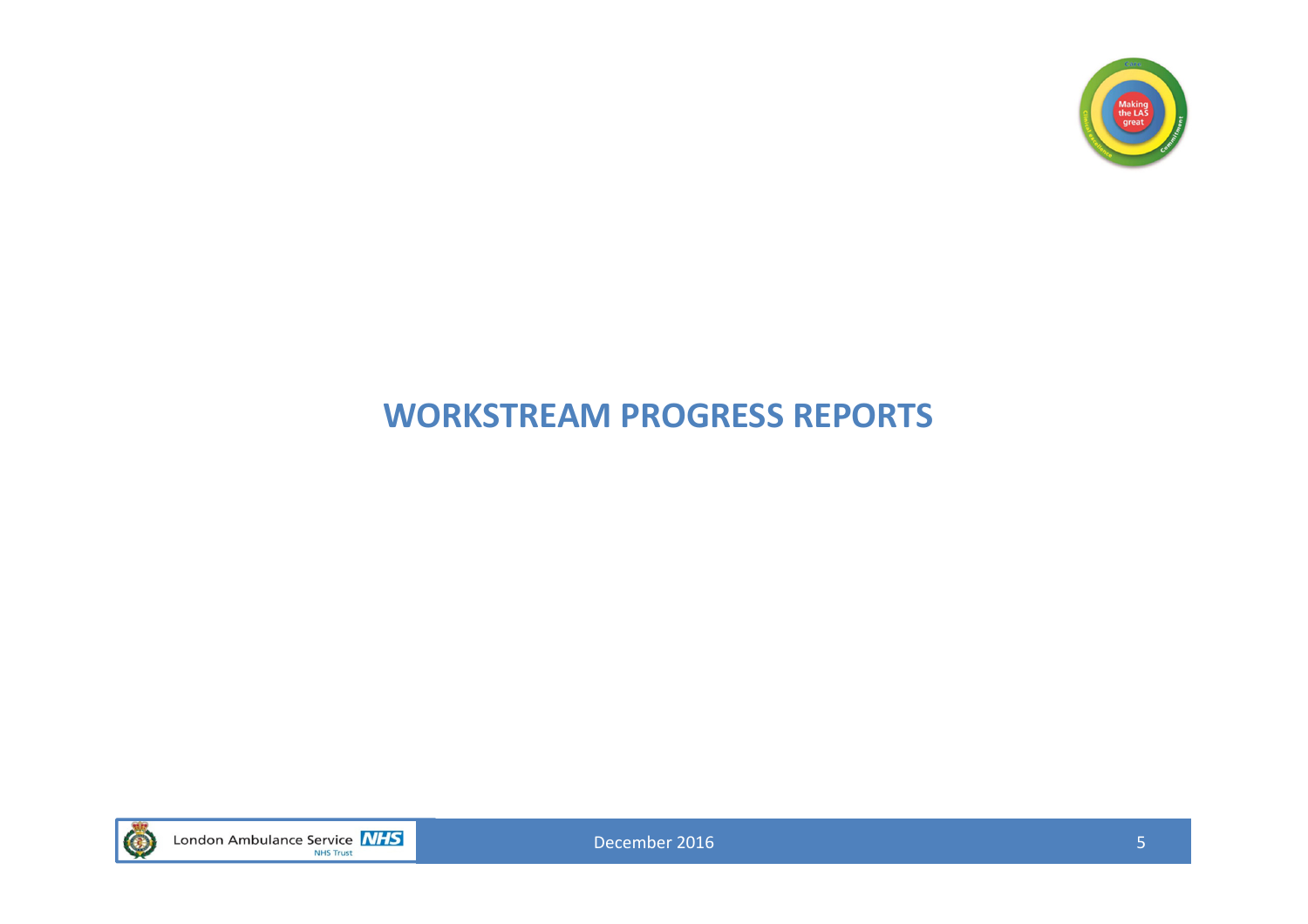# WORKSTREAM PROGRESS REPORTS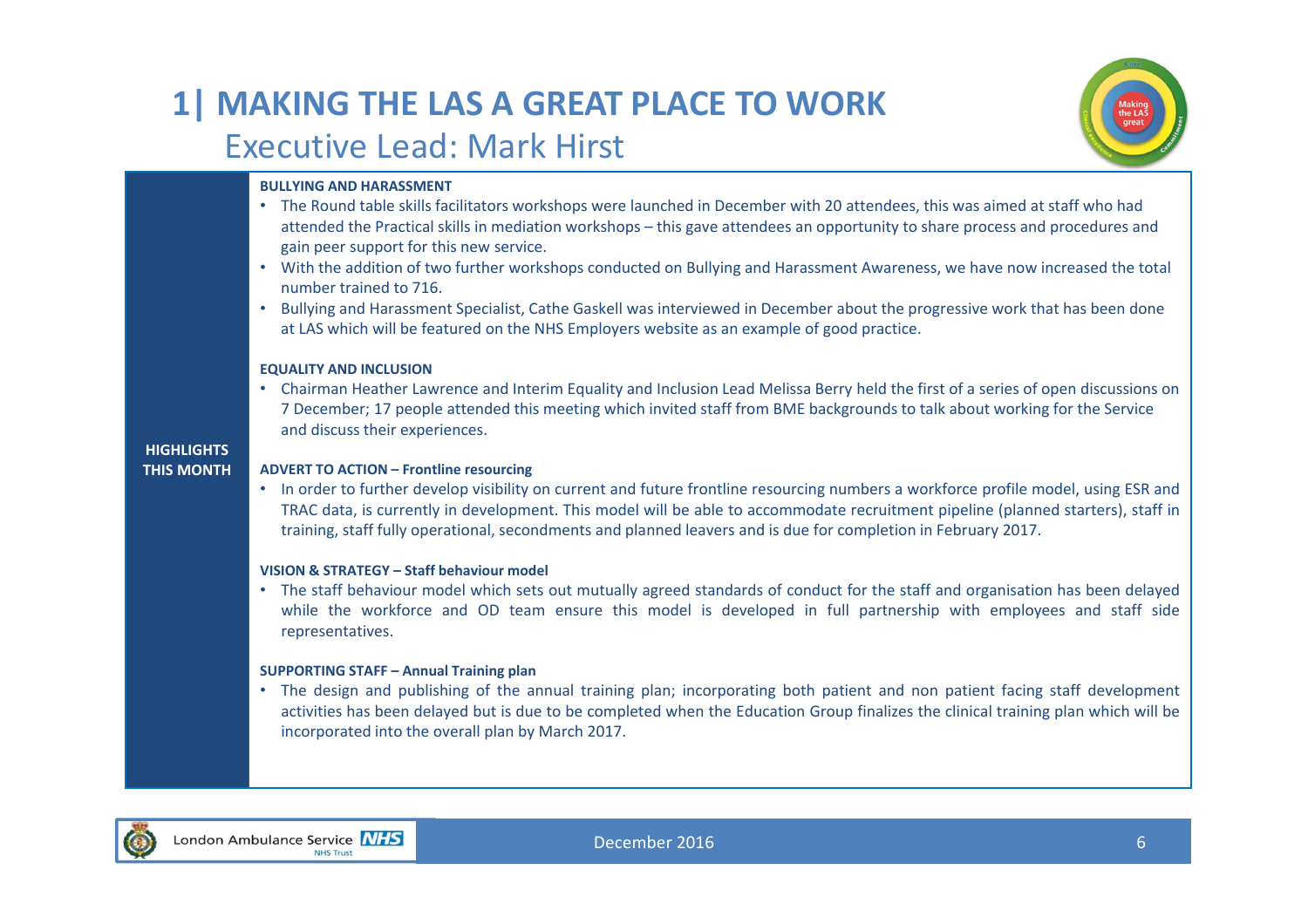# 1| MAKING THE LAS A GREAT PLACE TO WORK

## Executive Lead: Mark Hirst

**HIGHLIGHTS THIS MONTH**

**BULLYING AND HARASSMENT**

- The Round table skills facilitators workshops were launched in December with 20 attendees, this was aimed at staff who had attended the Practical skills in mediation workshops – this gave attendees an opportunity to share process and procedures and gain peer support for this new service.
- With the addition of two further workshops conducted on Bullying and Harassment Awareness, we have now increased the total number trained to 716.
- Bullying and Harassment Specialist, Cathe Gaskell was interviewed in December about the progressive work that has been done at LAS which will be featured on the NHS Employers website as an example of good practice.

**EQUALITY AND INCLUSION**

- Chairman Heather Lawrence and Interim Equality and Inclusion Lead Melissa Berry held the first of a series of open discussions on 7 December; 17 people attended this meeting which invited staff from BME backgrounds to talk about working for the Service and discuss their experiences.

**ADVERT TO ACTION – Frontline resourcing**

- In order to further develop visibility on current and future frontline resourcing numbers a workforce profile model, using ESR and TRAC data, is currently in development. This model will be able to accommodate recruitment pipeline (planned starters), staff in training, staff fully operational, secondments and planned leavers and is due for completion in February 2017.

**VISION & STRATEGY – Staff behaviour model**

- The staff behaviour model which sets out mutually agreed standards of conduct for the staff and organisation has been delayed while the workforce and OD team ensure this model is developed in full partnership with employees and staff side representatives.

**SUPPORTING STAFF – Annual Training plan**

- The design and publishing of the annual training plan; incorporating both patient and non patient facing staff development activities has been delayed but is due to be completed when the Education Group finalizes the clinical training plan which will be incorporated into the overall plan by March 2017.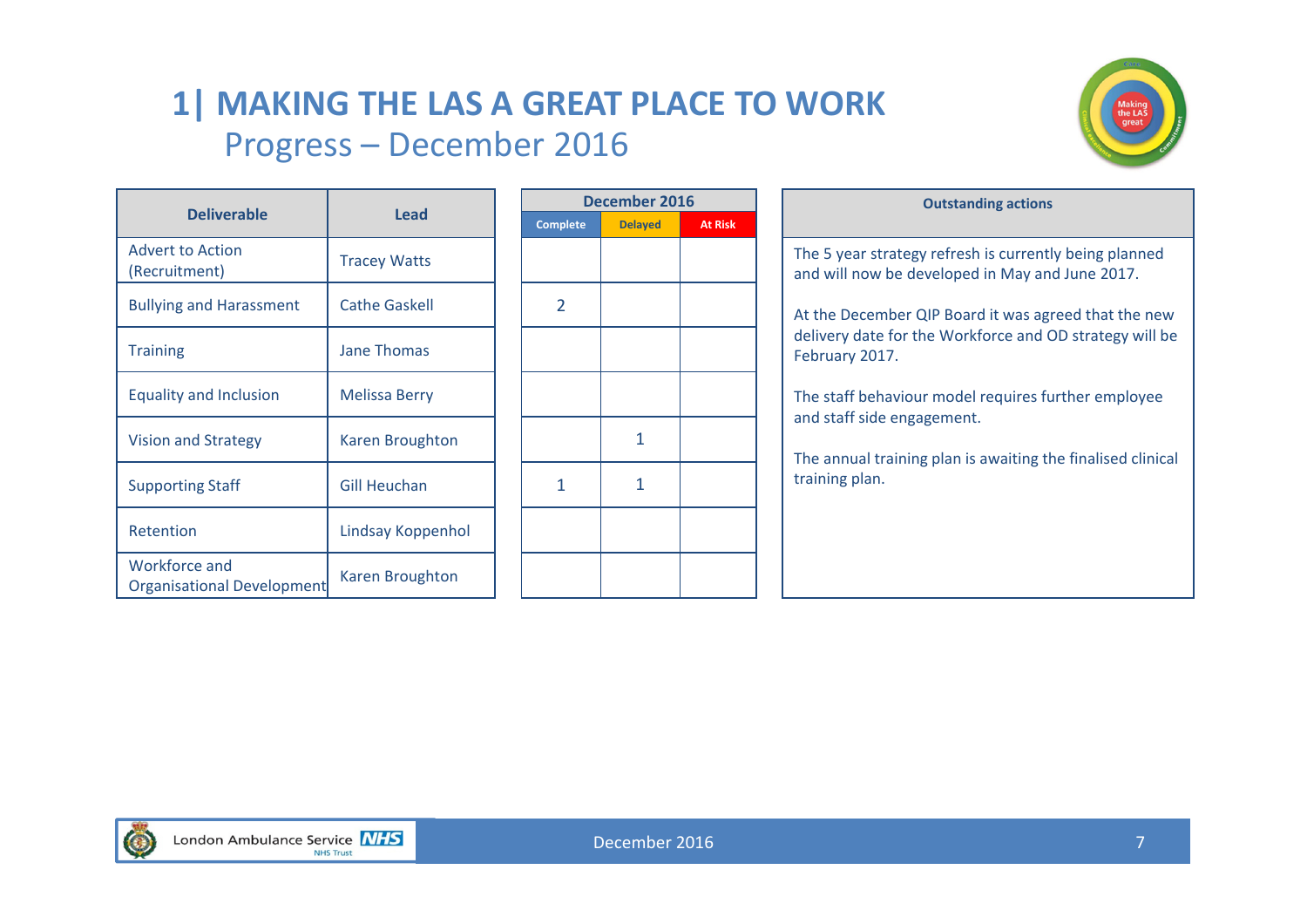# 1| MAKING THE LAS A GREAT PLACE TO WORK

## Progress – December 2016

| Deliverable | Lead | December 2016 | | |
|---|---|---|---|---|
| | | Complete | Delayed | At Risk |
| Advert to Action (Recruitment) | Tracey Watts | | | |
| Bullying and Harassment | Cathe Gaskell | 2 | | |
| Training | Jane Thomas | | | |
| Equality and Inclusion | Melissa Berry | | | |
| Vision and Strategy | Karen Broughton | | 1 | |
| Supporting Staff | Gill Heuchan | 1 | 1 | |
| Retention | Lindsay Koppenhol | | | |
| Workforce and Organisational Development | Karen Broughton | | | |

**Outstanding actions**

The 5 year strategy refresh is currently being planned and will now be developed in May and June 2017.

At the December QIP Board it was agreed that the new delivery date for the Workforce and OD strategy will be February 2017.

The staff behaviour model requires further employee and staff side engagement.

The annual training plan is awaiting the finalised clinical training plan.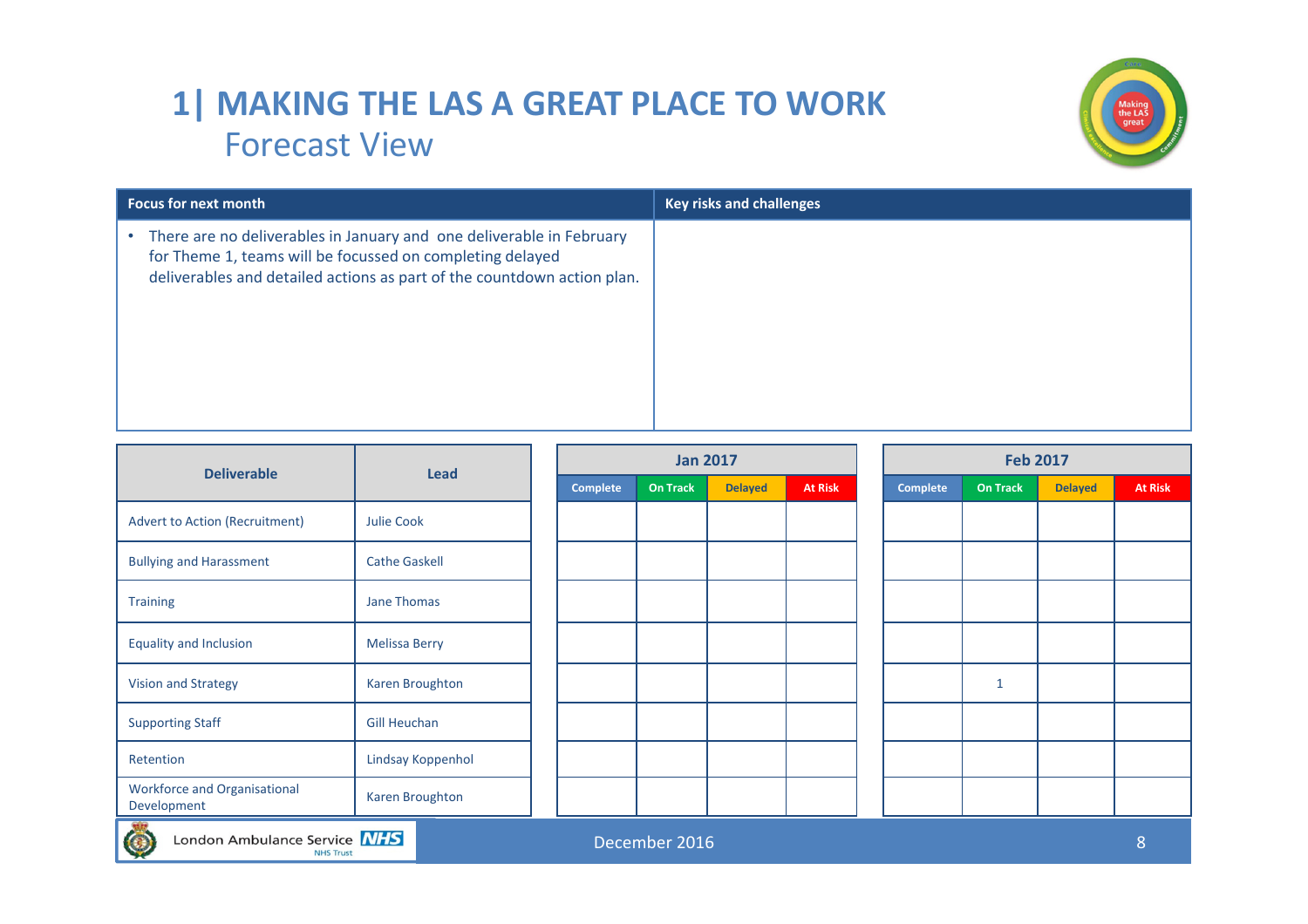# 1| MAKING THE LAS A GREAT PLACE TO WORK
## Forecast View

| Focus for next month | Key risks and challenges |
| --- | --- |
| • There are no deliverables in January and one deliverable in February for Theme 1, teams will be focussed on completing delayed deliverables and detailed actions as part of the countdown action plan. | |

| Deliverable | Lead | Jan 2017 | | | | Feb 2017 | | | |
| --- | --- | --- | --- | --- | --- | --- | --- | --- | --- |
| | | Complete | On Track | Delayed | At Risk | Complete | On Track | Delayed | At Risk |
| Advert to Action (Recruitment) | Julie Cook | | | | | | | | |
| Bullying and Harassment | Cathe Gaskell | | | | | | | | |
| Training | Jane Thomas | | | | | | | | |
| Equality and Inclusion | Melissa Berry | | | | | | | | |
| Vision and Strategy | Karen Broughton | | | | | | 1 | | |
| Supporting Staff | Gill Heuchan | | | | | | | | |
| Retention | Lindsay Koppenhol | | | | | | | | |
| Workforce and Organisational Development | Karen Broughton | | | | | | | | |

December 2016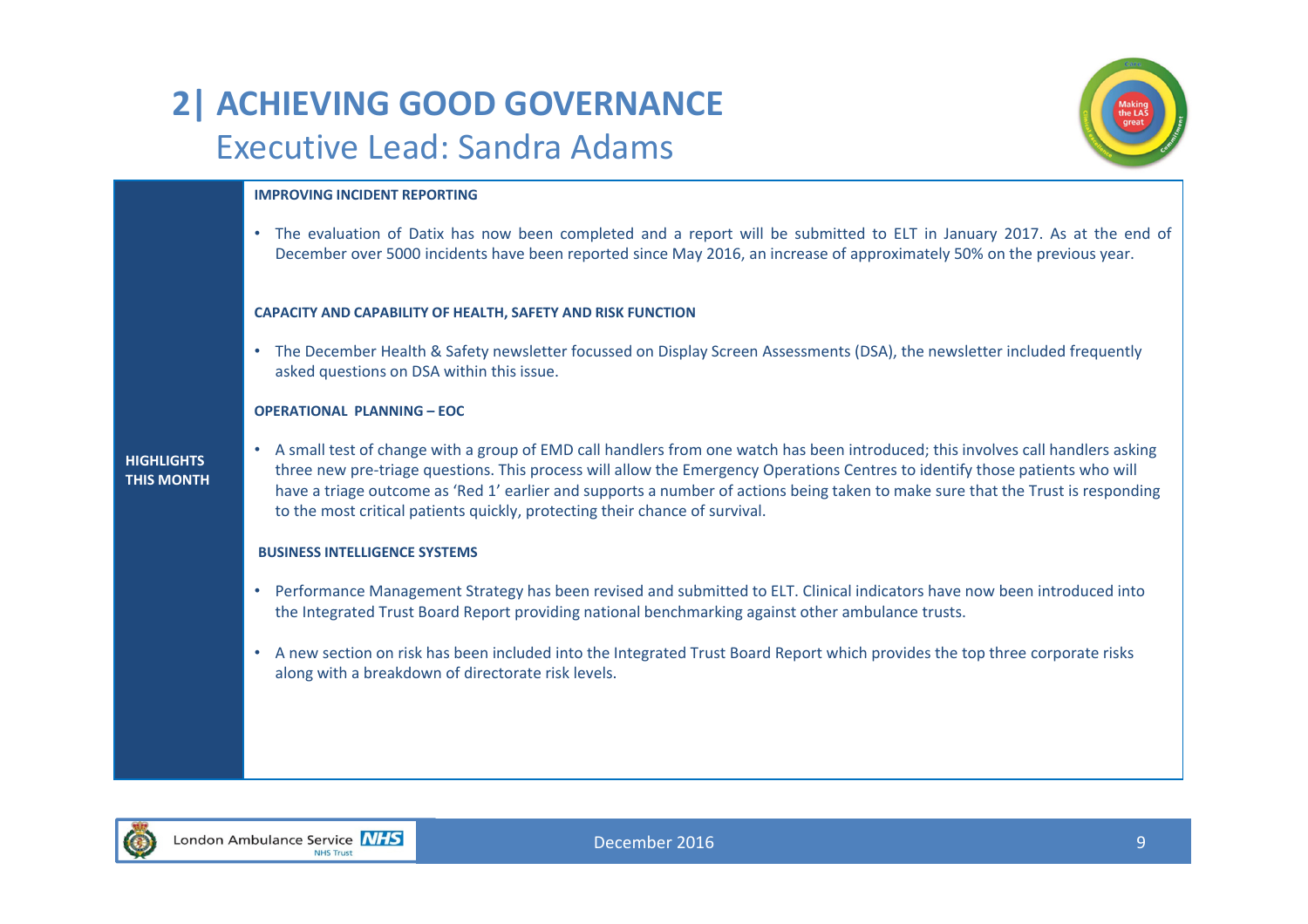# 2| ACHIEVING GOOD GOVERNANCE

## Executive Lead: Sandra Adams

**HIGHLIGHTS THIS MONTH**

**IMPROVING INCIDENT REPORTING**

- The evaluation of Datix has now been completed and a report will be submitted to ELT in January 2017. As at the end of December over 5000 incidents have been reported since May 2016, an increase of approximately 50% on the previous year.

**CAPACITY AND CAPABILITY OF HEALTH, SAFETY AND RISK FUNCTION**

- The December Health & Safety newsletter focussed on Display Screen Assessments (DSA), the newsletter included frequently asked questions on DSA within this issue.

**OPERATIONAL PLANNING – EOC**

- A small test of change with a group of EMD call handlers from one watch has been introduced; this involves call handlers asking three new pre-triage questions. This process will allow the Emergency Operations Centres to identify those patients who will have a triage outcome as 'Red 1' earlier and supports a number of actions being taken to make sure that the Trust is responding to the most critical patients quickly, protecting their chance of survival.

**BUSINESS INTELLIGENCE SYSTEMS**

- Performance Management Strategy has been revised and submitted to ELT. Clinical indicators have now been introduced into the Integrated Trust Board Report providing national benchmarking against other ambulance trusts.
- A new section on risk has been included into the Integrated Trust Board Report which provides the top three corporate risks along with a breakdown of directorate risk levels.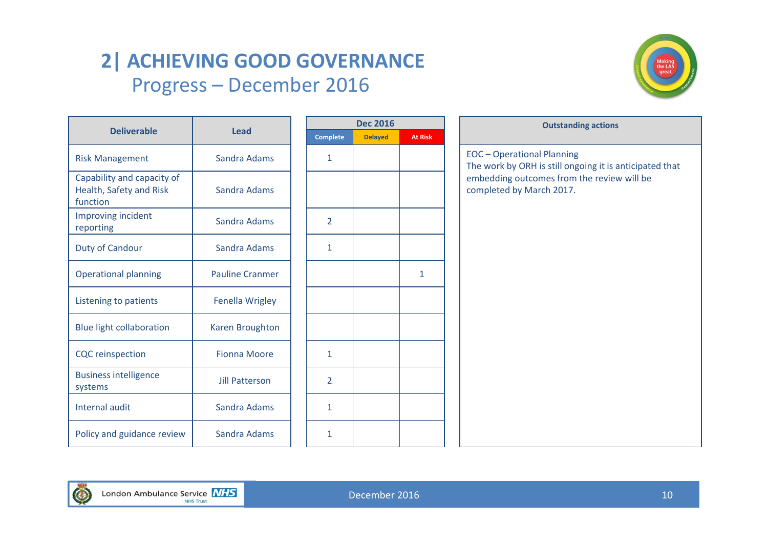# 2| ACHIEVING GOOD GOVERNANCE

## Progress – December 2016

| Deliverable | Lead | Dec 2016 Complete | Dec 2016 Delayed | Dec 2016 At Risk |
|---|---|---|---|---|
| Risk Management | Sandra Adams | 1 | | |
| Capability and capacity of Health, Safety and Risk function | Sandra Adams | | | |
| Improving incident reporting | Sandra Adams | 2 | | |
| Duty of Candour | Sandra Adams | 1 | | |
| Operational planning | Pauline Cranmer | | | 1 |
| Listening to patients | Fenella Wrigley | | | |
| Blue light collaboration | Karen Broughton | | | |
| CQC reinspection | Fionna Moore | 1 | | |
| Business intelligence systems | Jill Patterson | 2 | | |
| Internal audit | Sandra Adams | 1 | | |
| Policy and guidance review | Sandra Adams | 1 | | |

**Outstanding actions**

EOC – Operational Planning
The work by ORH is still ongoing it is anticipated that embedding outcomes from the review will be completed by March 2017.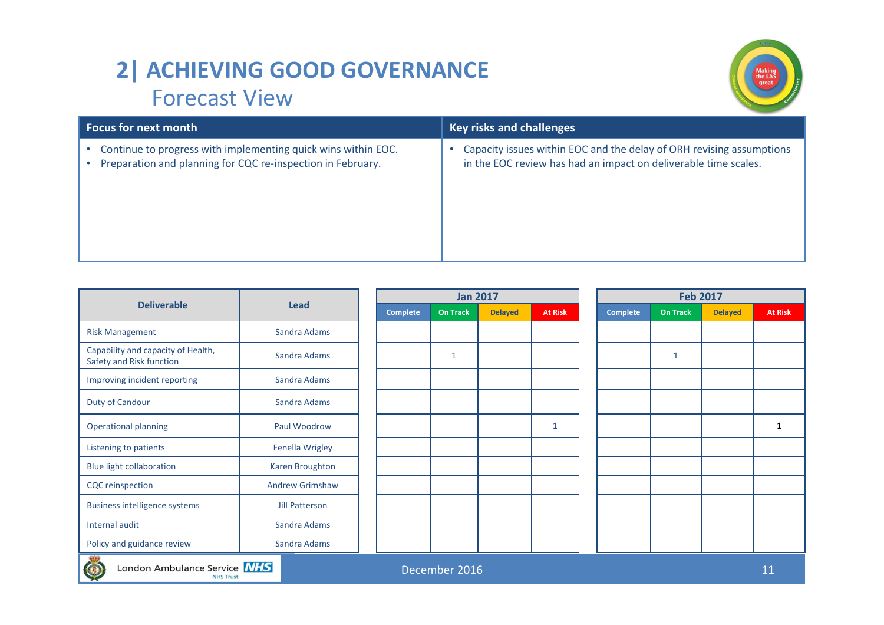# 2| ACHIEVING GOOD GOVERNANCE

## Forecast View

| Focus for next month | Key risks and challenges |
|---|---|
| • Continue to progress with implementing quick wins within EOC.<br>• Preparation and planning for CQC re-inspection in February. | • Capacity issues within EOC and the delay of ORH revising assumptions in the EOC review has had an impact on deliverable time scales. |

| Deliverable | Lead | Jan 2017 | | | | Feb 2017 | | | |
|---|---|---|---|---|---|---|---|---|---|
| | | Complete | On Track | Delayed | At Risk | Complete | On Track | Delayed | At Risk |
| Risk Management | Sandra Adams | | | | | | | | |
| Capability and capacity of Health, Safety and Risk function | Sandra Adams | | 1 | | | | 1 | | |
| Improving incident reporting | Sandra Adams | | | | | | | | |
| Duty of Candour | Sandra Adams | | | | | | | | |
| Operational planning | Paul Woodrow | | | | 1 | | | | 1 |
| Listening to patients | Fenella Wrigley | | | | | | | | |
| Blue light collaboration | Karen Broughton | | | | | | | | |
| CQC reinspection | Andrew Grimshaw | | | | | | | | |
| Business intelligence systems | Jill Patterson | | | | | | | | |
| Internal audit | Sandra Adams | | | | | | | | |
| Policy and guidance review | Sandra Adams | | | | | | | | |

December 2016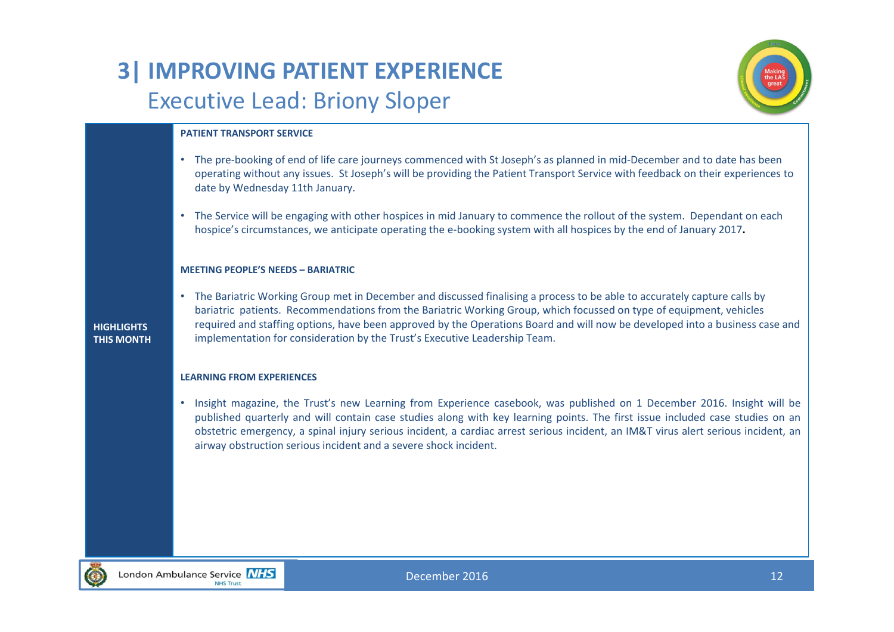# 3| IMPROVING PATIENT EXPERIENCE

## Executive Lead: Briony Sloper

**HIGHLIGHTS THIS MONTH**

**PATIENT TRANSPORT SERVICE**

- The pre-booking of end of life care journeys commenced with St Joseph's as planned in mid-December and to date has been operating without any issues. St Joseph's will be providing the Patient Transport Service with feedback on their experiences to date by Wednesday 11th January.
- The Service will be engaging with other hospices in mid January to commence the rollout of the system. Dependant on each hospice's circumstances, we anticipate operating the e-booking system with all hospices by the end of January 2017**.**

**MEETING PEOPLE'S NEEDS – BARIATRIC**

- The Bariatric Working Group met in December and discussed finalising a process to be able to accurately capture calls by bariatric patients. Recommendations from the Bariatric Working Group, which focussed on type of equipment, vehicles required and staffing options, have been approved by the Operations Board and will now be developed into a business case and implementation for consideration by the Trust's Executive Leadership Team.

**LEARNING FROM EXPERIENCES**

- Insight magazine, the Trust's new Learning from Experience casebook, was published on 1 December 2016. Insight will be published quarterly and will contain case studies along with key learning points. The first issue included case studies on an obstetric emergency, a spinal injury serious incident, a cardiac arrest serious incident, an IM&T virus alert serious incident, an airway obstruction serious incident and a severe shock incident.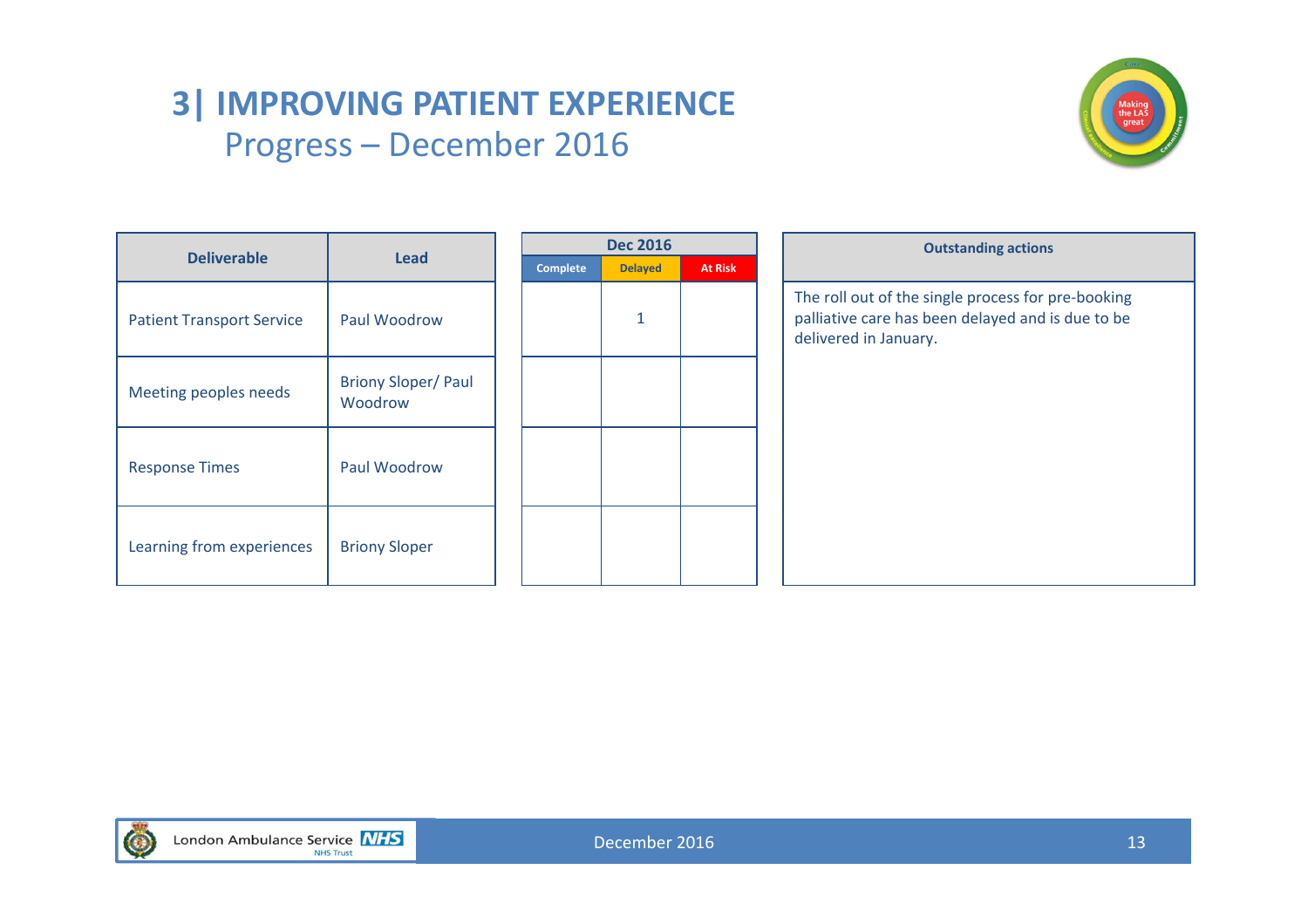# 3| IMPROVING PATIENT EXPERIENCE

## Progress – December 2016

| Deliverable | Lead | Dec 2016 | | |
|---|---|---|---|---|
| | | Complete | Delayed | At Risk |
| Patient Transport Service | Paul Woodrow | | 1 | |
| Meeting peoples needs | Briony Sloper/ Paul Woodrow | | | |
| Response Times | Paul Woodrow | | | |
| Learning from experiences | Briony Sloper | | | |

| Outstanding actions |
|---|
| The roll out of the single process for pre-booking palliative care has been delayed and is due to be delivered in January. |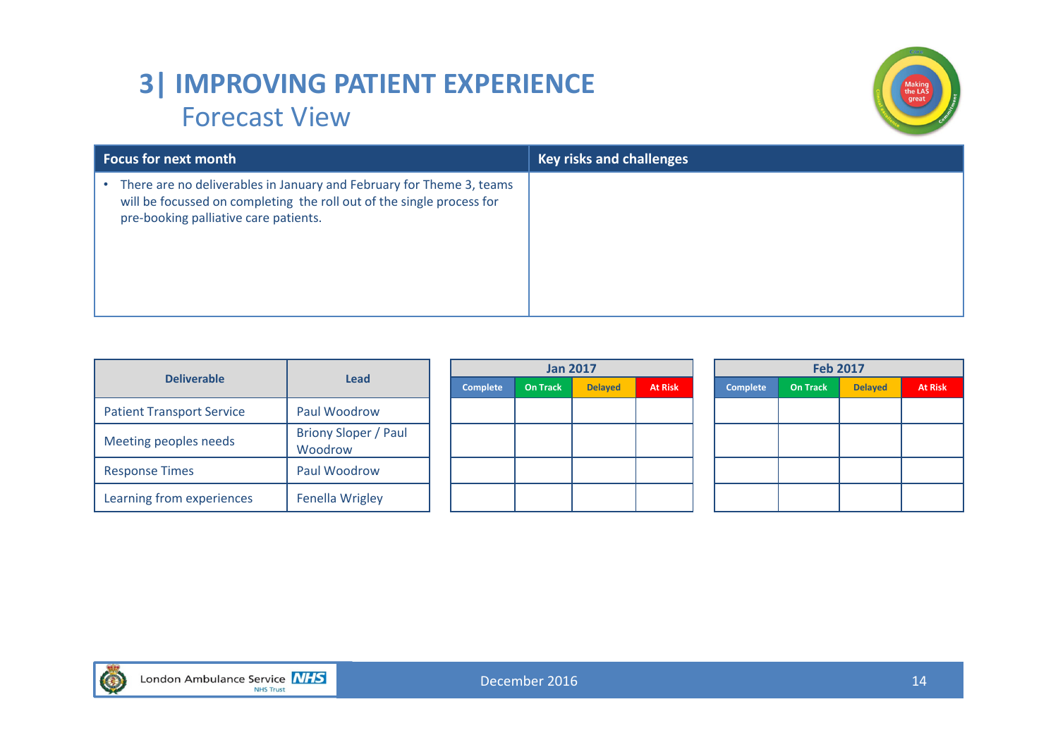# 3| IMPROVING PATIENT EXPERIENCE

## Forecast View

| Focus for next month | Key risks and challenges |
|---|---|
| • There are no deliverables in January and February for Theme 3, teams will be focussed on completing the roll out of the single process for pre-booking palliative care patients. | |

| Deliverable | Lead | Jan 2017 | | | | Feb 2017 | | | |
|---|---|---|---|---|---|---|---|---|---|
| | | Complete | On Track | Delayed | At Risk | Complete | On Track | Delayed | At Risk |
| Patient Transport Service | Paul Woodrow | | | | | | | | |
| Meeting peoples needs | Briony Sloper / Paul Woodrow | | | | | | | | |
| Response Times | Paul Woodrow | | | | | | | | |
| Learning from experiences | Fenella Wrigley | | | | | | | | |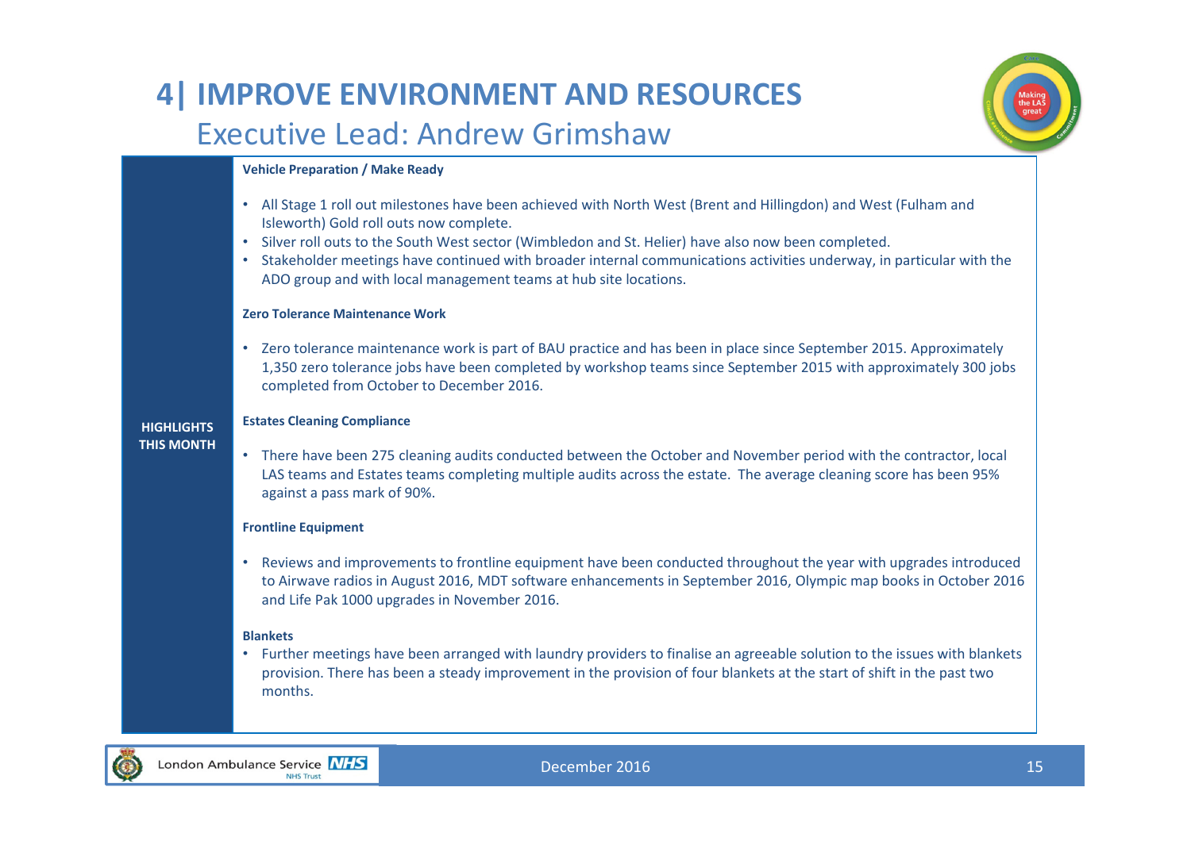# 4| IMPROVE ENVIRONMENT AND RESOURCES

## Executive Lead: Andrew Grimshaw

**HIGHLIGHTS THIS MONTH**

**Vehicle Preparation / Make Ready**

- All Stage 1 roll out milestones have been achieved with North West (Brent and Hillingdon) and West (Fulham and Isleworth) Gold roll outs now complete.
- Silver roll outs to the South West sector (Wimbledon and St. Helier) have also now been completed.
- Stakeholder meetings have continued with broader internal communications activities underway, in particular with the ADO group and with local management teams at hub site locations.

**Zero Tolerance Maintenance Work**

- Zero tolerance maintenance work is part of BAU practice and has been in place since September 2015. Approximately 1,350 zero tolerance jobs have been completed by workshop teams since September 2015 with approximately 300 jobs completed from October to December 2016.

**Estates Cleaning Compliance**

- There have been 275 cleaning audits conducted between the October and November period with the contractor, local LAS teams and Estates teams completing multiple audits across the estate. The average cleaning score has been 95% against a pass mark of 90%.

**Frontline Equipment**

- Reviews and improvements to frontline equipment have been conducted throughout the year with upgrades introduced to Airwave radios in August 2016, MDT software enhancements in September 2016, Olympic map books in October 2016 and Life Pak 1000 upgrades in November 2016.

**Blankets**

- Further meetings have been arranged with laundry providers to finalise an agreeable solution to the issues with blankets provision. There has been a steady improvement in the provision of four blankets at the start of shift in the past two months.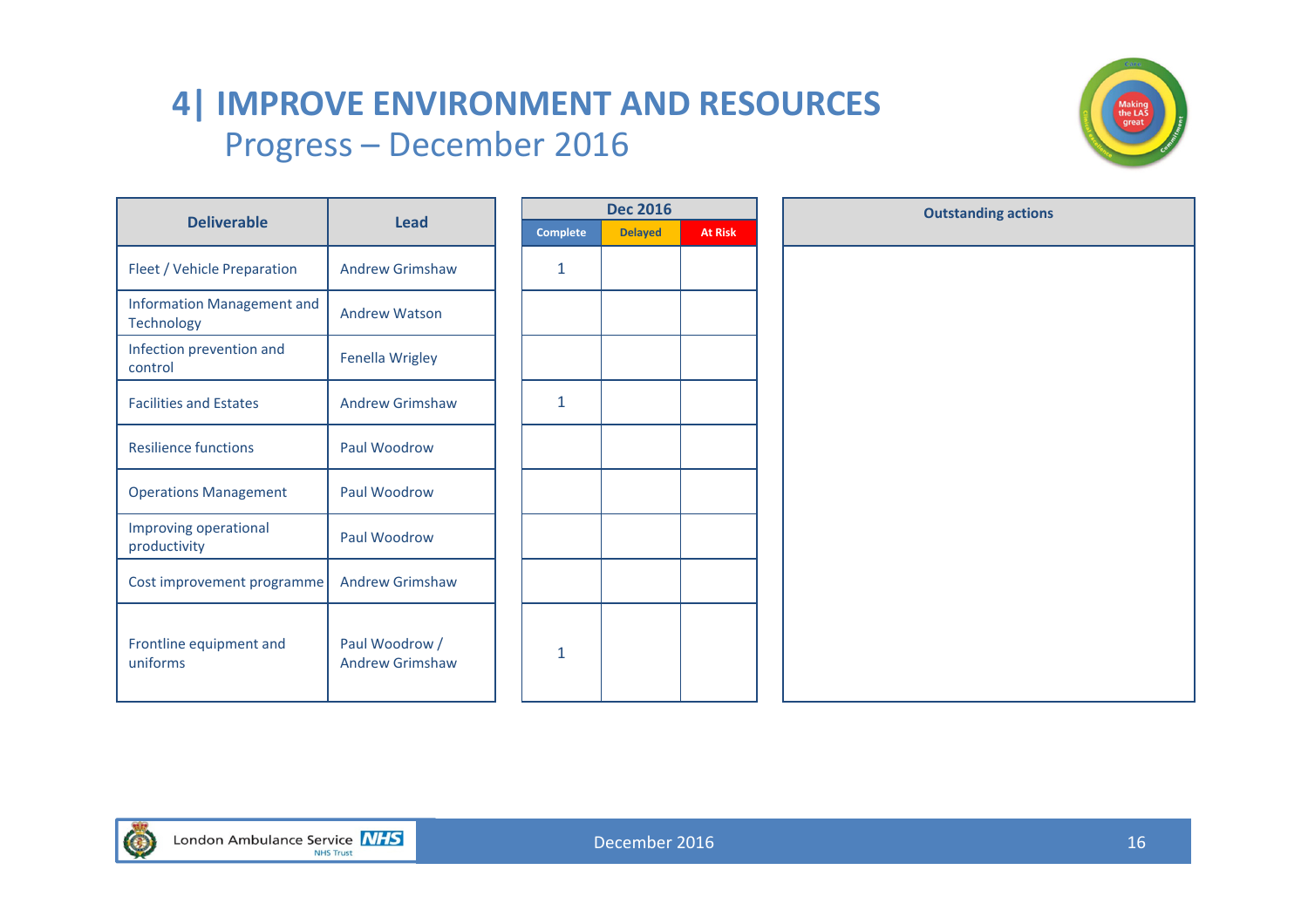# 4| IMPROVE ENVIRONMENT AND RESOURCES

## Progress – December 2016

| Deliverable | Lead | Dec 2016 | | | Outstanding actions |
|---|---|---|---|---|---|
| | | Complete | Delayed | At Risk | |
| Fleet / Vehicle Preparation | Andrew Grimshaw | 1 | | | |
| Information Management and Technology | Andrew Watson | | | | |
| Infection prevention and control | Fenella Wrigley | | | | |
| Facilities and Estates | Andrew Grimshaw | 1 | | | |
| Resilience functions | Paul Woodrow | | | | |
| Operations Management | Paul Woodrow | | | | |
| Improving operational productivity | Paul Woodrow | | | | |
| Cost improvement programme | Andrew Grimshaw | | | | |
| Frontline equipment and uniforms | Paul Woodrow / Andrew Grimshaw | 1 | | | |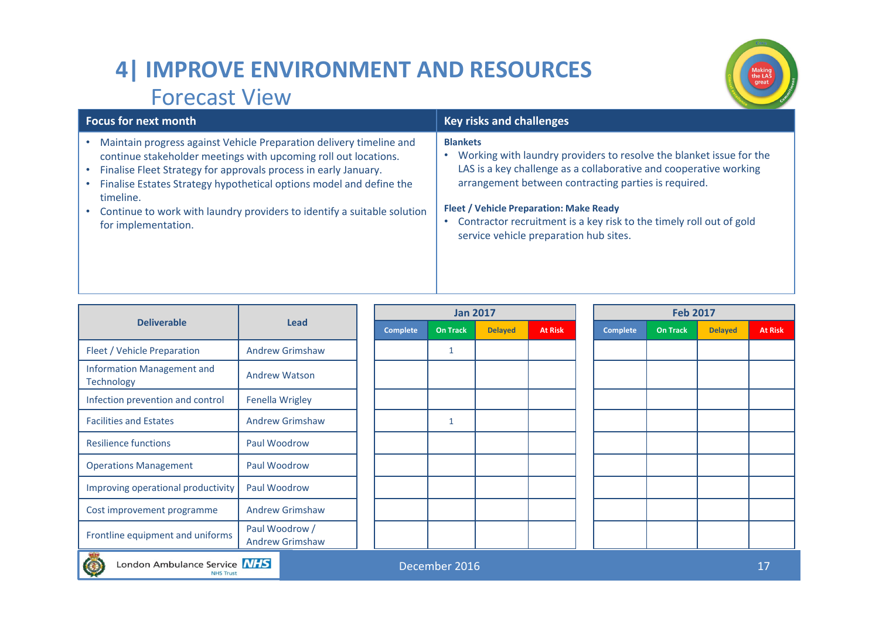# 4| IMPROVE ENVIRONMENT AND RESOURCES

## Forecast View

| Focus for next month | Key risks and challenges |
|---|---|
| • Maintain progress against Vehicle Preparation delivery timeline and continue stakeholder meetings with upcoming roll out locations.<br>• Finalise Fleet Strategy for approvals process in early January.<br>• Finalise Estates Strategy hypothetical options model and define the timeline.<br>• Continue to work with laundry providers to identify a suitable solution for implementation. | **Blankets**<br>• Working with laundry providers to resolve the blanket issue for the LAS is a key challenge as a collaborative and cooperative working arrangement between contracting parties is required.<br><br>**Fleet / Vehicle Preparation: Make Ready**<br>• Contractor recruitment is a key risk to the timely roll out of gold service vehicle preparation hub sites. |

| Deliverable | Lead | Jan 2017 | | | | Feb 2017 | | | |
|---|---|---|---|---|---|---|---|---|---|
| | | Complete | On Track | Delayed | At Risk | Complete | On Track | Delayed | At Risk |
| Fleet / Vehicle Preparation | Andrew Grimshaw | | 1 | | | | | | |
| Information Management and Technology | Andrew Watson | | | | | | | | |
| Infection prevention and control | Fenella Wrigley | | | | | | | | |
| Facilities and Estates | Andrew Grimshaw | | 1 | | | | | | |
| Resilience functions | Paul Woodrow | | | | | | | | |
| Operations Management | Paul Woodrow | | | | | | | | |
| Improving operational productivity | Paul Woodrow | | | | | | | | |
| Cost improvement programme | Andrew Grimshaw | | | | | | | | |
| Frontline equipment and uniforms | Paul Woodrow / Andrew Grimshaw | | | | | | | | |

London Ambulance Service NHS Trust

December 2016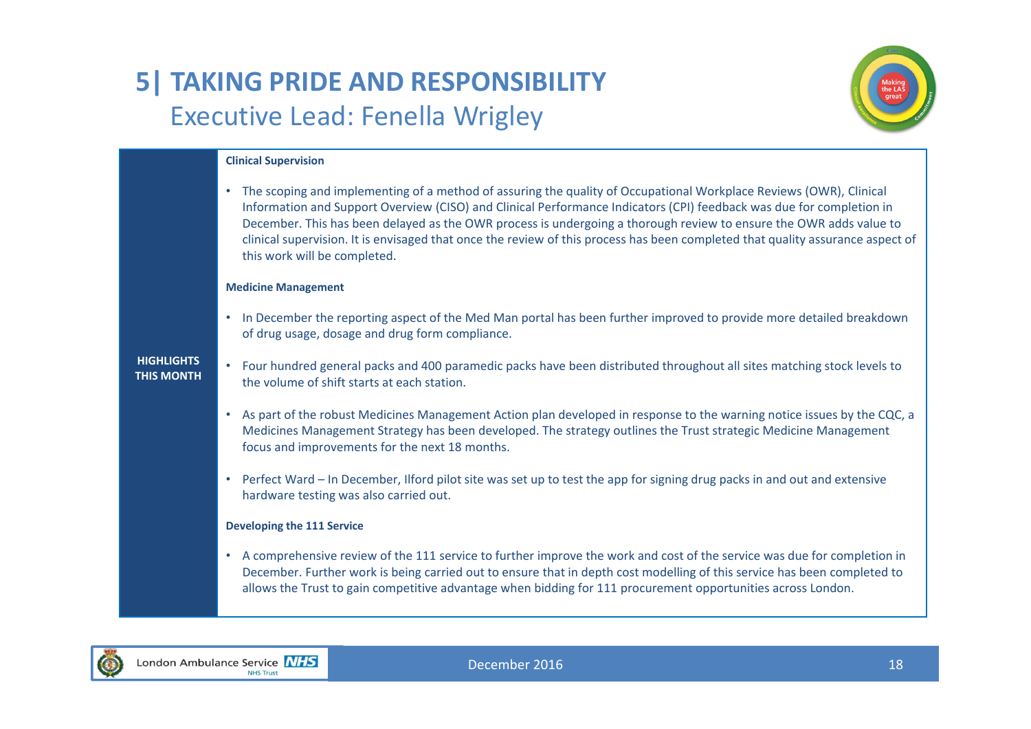# 5| TAKING PRIDE AND RESPONSIBILITY

## Executive Lead: Fenella Wrigley

**HIGHLIGHTS THIS MONTH**

**Clinical Supervision**

- The scoping and implementing of a method of assuring the quality of Occupational Workplace Reviews (OWR), Clinical Information and Support Overview (CISO) and Clinical Performance Indicators (CPI) feedback was due for completion in December. This has been delayed as the OWR process is undergoing a thorough review to ensure the OWR adds value to clinical supervision. It is envisaged that once the review of this process has been completed that quality assurance aspect of this work will be completed.

**Medicine Management**

- In December the reporting aspect of the Med Man portal has been further improved to provide more detailed breakdown of drug usage, dosage and drug form compliance.
- Four hundred general packs and 400 paramedic packs have been distributed throughout all sites matching stock levels to the volume of shift starts at each station.
- As part of the robust Medicines Management Action plan developed in response to the warning notice issues by the CQC, a Medicines Management Strategy has been developed. The strategy outlines the Trust strategic Medicine Management focus and improvements for the next 18 months.
- Perfect Ward – In December, Ilford pilot site was set up to test the app for signing drug packs in and out and extensive hardware testing was also carried out.

**Developing the 111 Service**

- A comprehensive review of the 111 service to further improve the work and cost of the service was due for completion in December. Further work is being carried out to ensure that in depth cost modelling of this service has been completed to allows the Trust to gain competitive advantage when bidding for 111 procurement opportunities across London.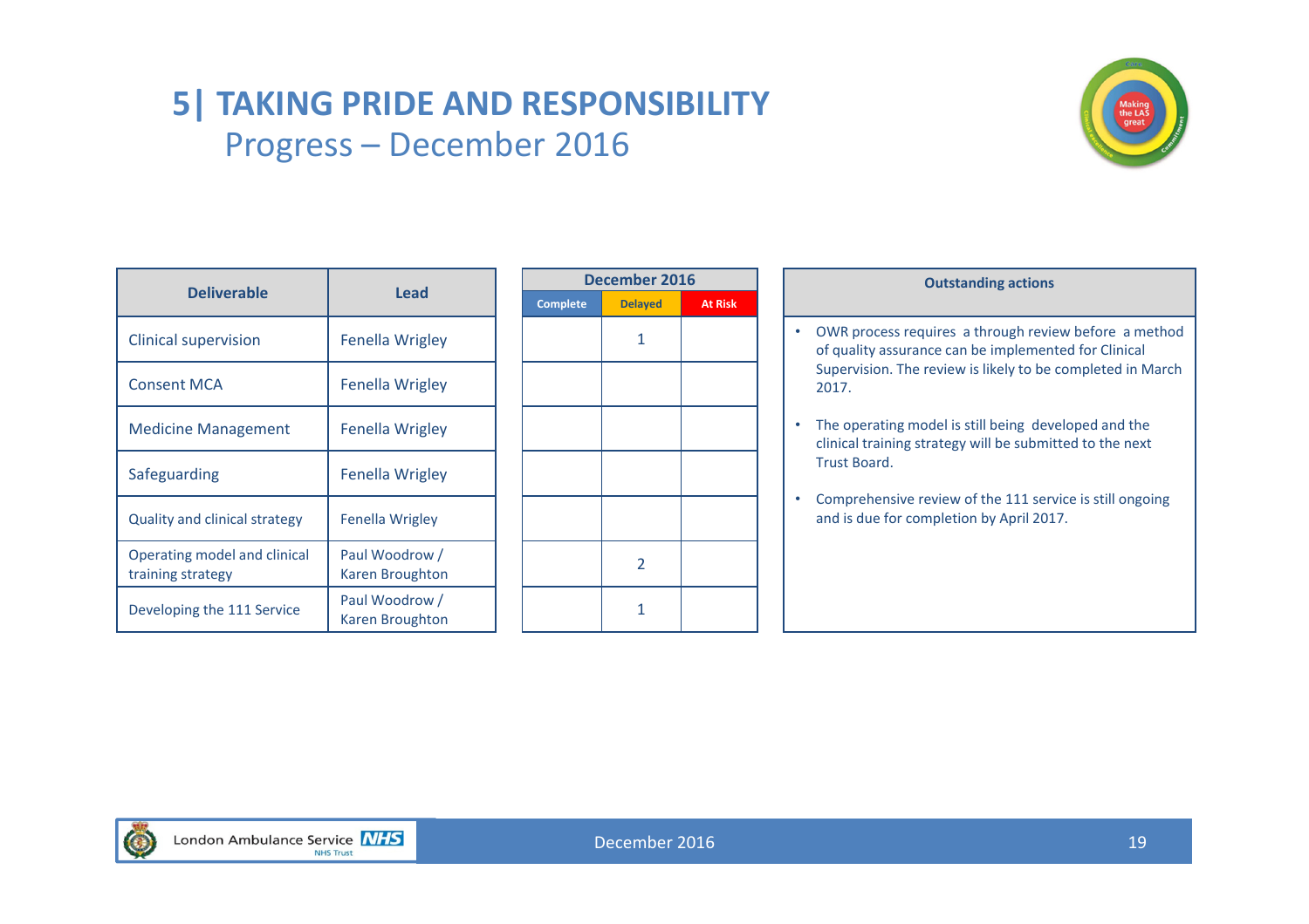# 5| TAKING PRIDE AND RESPONSIBILITY

## Progress – December 2016

| Deliverable | Lead | December 2016 | | |
|---|---|---|---|---|
| | | Complete | Delayed | At Risk |
| Clinical supervision | Fenella Wrigley | | 1 | |
| Consent MCA | Fenella Wrigley | | | |
| Medicine Management | Fenella Wrigley | | | |
| Safeguarding | Fenella Wrigley | | | |
| Quality and clinical strategy | Fenella Wrigley | | | |
| Operating model and clinical training strategy | Paul Woodrow / Karen Broughton | | 2 | |
| Developing the 111 Service | Paul Woodrow / Karen Broughton | | 1 | |

**Outstanding actions**

- OWR process requires a through review before a method of quality assurance can be implemented for Clinical Supervision. The review is likely to be completed in March 2017.
- The operating model is still being developed and the clinical training strategy will be submitted to the next Trust Board.
- Comprehensive review of the 111 service is still ongoing and is due for completion by April 2017.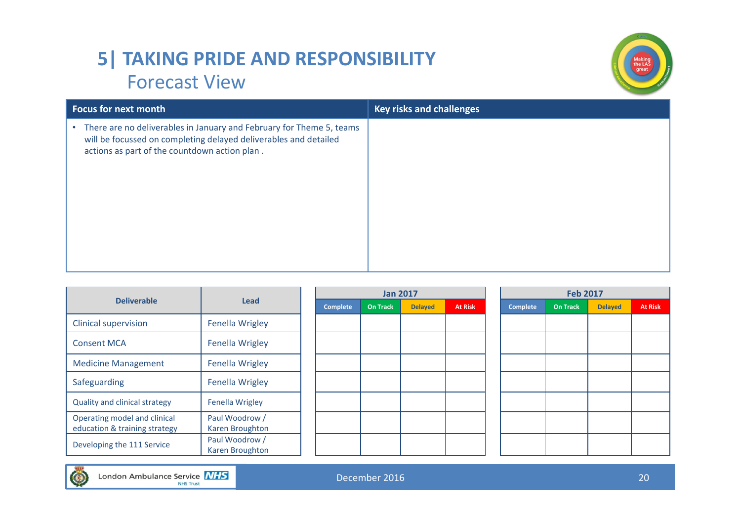# 5| TAKING PRIDE AND RESPONSIBILITY

## Forecast View

| Focus for next month | Key risks and challenges |
|---|---|
| • There are no deliverables in January and February for Theme 5, teams will be focussed on completing delayed deliverables and detailed actions as part of the countdown action plan . | |

| Deliverable | Lead | Jan 2017 | | | | Feb 2017 | | | |
|---|---|---|---|---|---|---|---|---|---|
| | | Complete | On Track | Delayed | At Risk | Complete | On Track | Delayed | At Risk |
| Clinical supervision | Fenella Wrigley | | | | | | | | |
| Consent MCA | Fenella Wrigley | | | | | | | | |
| Medicine Management | Fenella Wrigley | | | | | | | | |
| Safeguarding | Fenella Wrigley | | | | | | | | |
| Quality and clinical strategy | Fenella Wrigley | | | | | | | | |
| Operating model and clinical education & training strategy | Paul Woodrow / Karen Broughton | | | | | | | | |
| Developing the 111 Service | Paul Woodrow / Karen Broughton | | | | | | | | |

December 2016